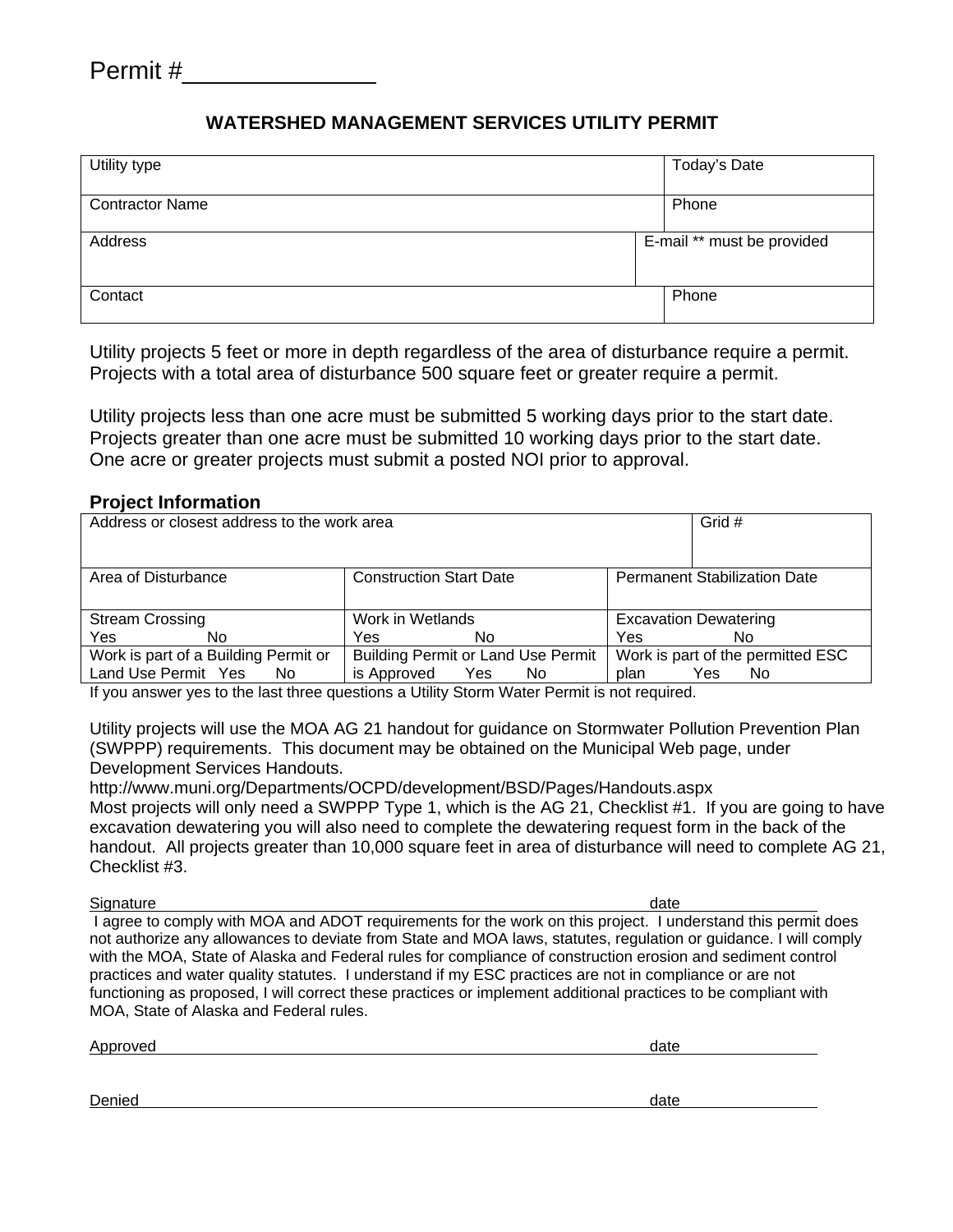Permit #______________

## WATERSHED MANAGEMENT SERVICES UTILITY PERMIT

| Utility type | Today's Date |
|---|---|
| Contractor Name | Phone |
| Address | E-mail ** must be provided |
| Contact | Phone |

Utility projects 5 feet or more in depth regardless of the area of disturbance require a permit. Projects with a total area of disturbance 500 square feet or greater require a permit.

Utility projects less than one acre must be submitted 5 working days prior to the start date. Projects greater than one acre must be submitted 10 working days prior to the start date. One acre or greater projects must submit a posted NOI prior to approval.

### Project Information

| Address or closest address to the work area | | Grid # |
|---|---|---|
| Area of Disturbance | Construction Start Date | Permanent Stabilization Date |
| Stream Crossing<br>Yes No | Work in Wetlands<br>Yes No | Excavation Dewatering<br>Yes No |
| Work is part of a Building Permit or Land Use Permit Yes No | Building Permit or Land Use Permit is Approved Yes No | Work is part of the permitted ESC plan Yes No |

If you answer yes to the last three questions a Utility Storm Water Permit is not required.

Utility projects will use the MOA AG 21 handout for guidance on Stormwater Pollution Prevention Plan (SWPPP) requirements. This document may be obtained on the Municipal Web page, under Development Services Handouts.
http://www.muni.org/Departments/OCPD/development/BSD/Pages/Handouts.aspx
Most projects will only need a SWPPP Type 1, which is the AG 21, Checklist #1. If you are going to have excavation dewatering you will also need to complete the dewatering request form in the back of the handout. All projects greater than 10,000 square feet in area of disturbance will need to complete AG 21, Checklist #3.

Signature ______________________________________________ date ____________

I agree to comply with MOA and ADOT requirements for the work on this project. I understand this permit does not authorize any allowances to deviate from State and MOA laws, statutes, regulation or guidance. I will comply with the MOA, State of Alaska and Federal rules for compliance of construction erosion and sediment control practices and water quality statutes. I understand if my ESC practices are not in compliance or are not functioning as proposed, I will correct these practices or implement additional practices to be compliant with MOA, State of Alaska and Federal rules.

Approved ______________________________________________ date ____________

Denied ______________________________________________ date ____________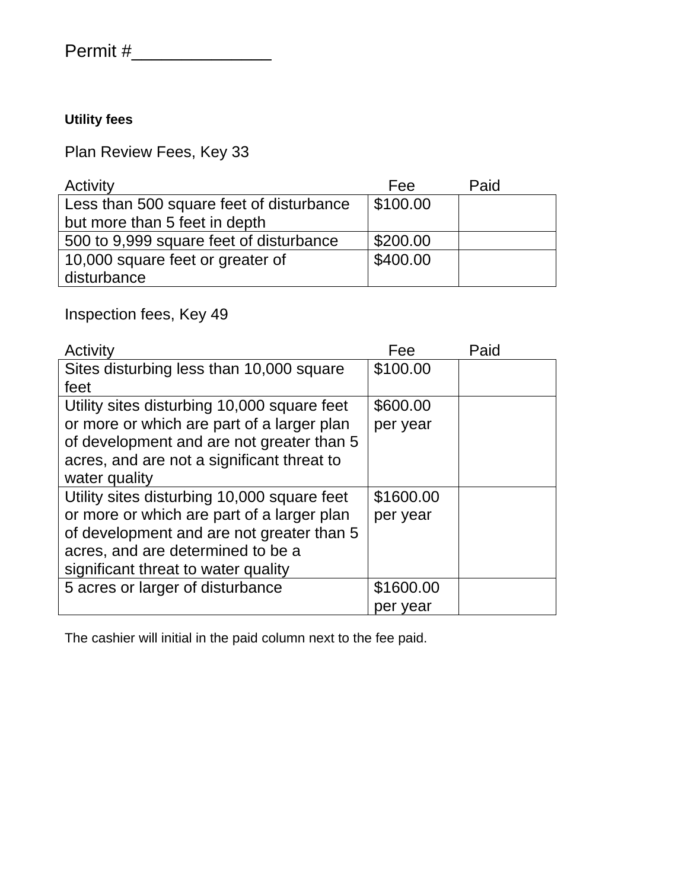Permit #______________

**Utility fees**

Plan Review Fees, Key 33

| Activity | Fee | Paid |
|---|---|---|
| Less than 500 square feet of disturbance but more than 5 feet in depth | $100.00 | |
| 500 to 9,999 square feet of disturbance | $200.00 | |
| 10,000 square feet or greater of disturbance | $400.00 | |

Inspection fees, Key 49

| Activity | Fee | Paid |
|---|---|---|
| Sites disturbing less than 10,000 square feet | $100.00 | |
| Utility sites disturbing 10,000 square feet or more or which are part of a larger plan of development and are not greater than 5 acres, and are not a significant threat to water quality | $600.00 per year | |
| Utility sites disturbing 10,000 square feet or more or which are part of a larger plan of development and are not greater than 5 acres, and are determined to be a significant threat to water quality | $1600.00 per year | |
| 5 acres or larger of disturbance | $1600.00 per year | |

The cashier will initial in the paid column next to the fee paid.